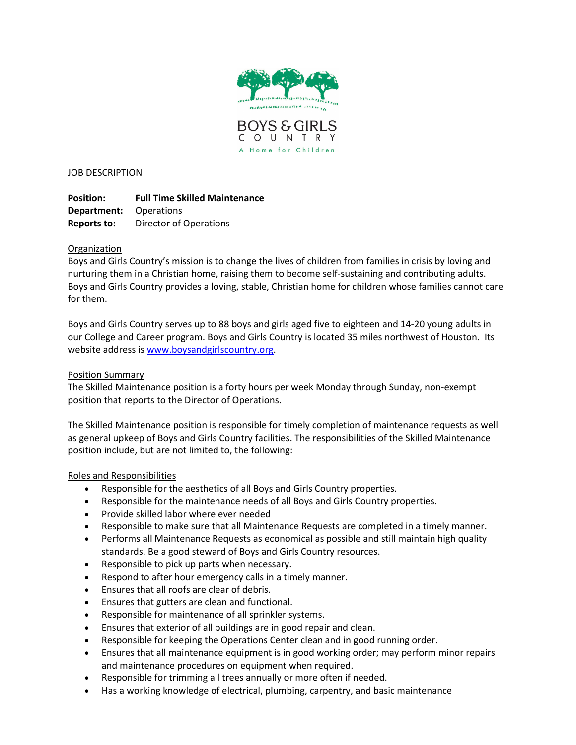BOYS & GIRLS COUNTRY

A Home for Children

JOB DESCRIPTION

**Position:** **Full Time Skilled Maintenance**
**Department:** Operations
**Reports to:** Director of Operations

Organization

Boys and Girls Country's mission is to change the lives of children from families in crisis by loving and nurturing them in a Christian home, raising them to become self-sustaining and contributing adults. Boys and Girls Country provides a loving, stable, Christian home for children whose families cannot care for them.

Boys and Girls Country serves up to 88 boys and girls aged five to eighteen and 14-20 young adults in our College and Career program. Boys and Girls Country is located 35 miles northwest of Houston. Its website address is www.boysandgirlscountry.org.

Position Summary

The Skilled Maintenance position is a forty hours per week Monday through Sunday, non-exempt position that reports to the Director of Operations.

The Skilled Maintenance position is responsible for timely completion of maintenance requests as well as general upkeep of Boys and Girls Country facilities. The responsibilities of the Skilled Maintenance position include, but are not limited to, the following:

Roles and Responsibilities

- Responsible for the aesthetics of all Boys and Girls Country properties.
- Responsible for the maintenance needs of all Boys and Girls Country properties.
- Provide skilled labor where ever needed
- Responsible to make sure that all Maintenance Requests are completed in a timely manner.
- Performs all Maintenance Requests as economical as possible and still maintain high quality standards. Be a good steward of Boys and Girls Country resources.
- Responsible to pick up parts when necessary.
- Respond to after hour emergency calls in a timely manner.
- Ensures that all roofs are clear of debris.
- Ensures that gutters are clean and functional.
- Responsible for maintenance of all sprinkler systems.
- Ensures that exterior of all buildings are in good repair and clean.
- Responsible for keeping the Operations Center clean and in good running order.
- Ensures that all maintenance equipment is in good working order; may perform minor repairs and maintenance procedures on equipment when required.
- Responsible for trimming all trees annually or more often if needed.
- Has a working knowledge of electrical, plumbing, carpentry, and basic maintenance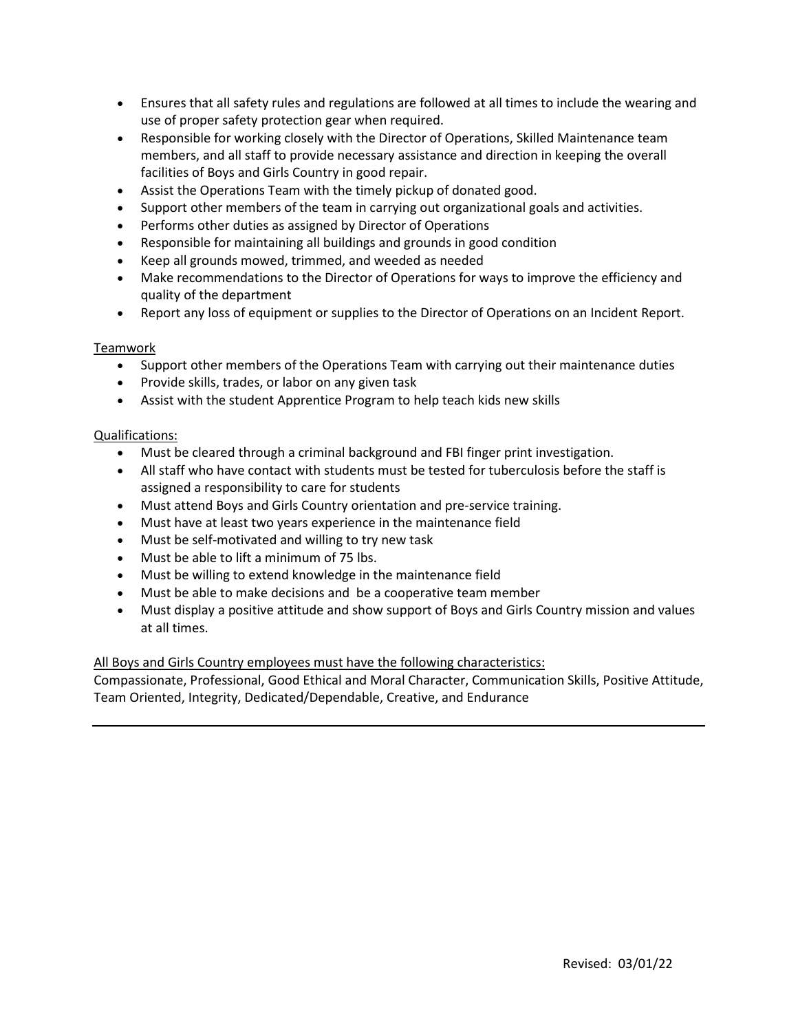- Ensures that all safety rules and regulations are followed at all times to include the wearing and use of proper safety protection gear when required.
- Responsible for working closely with the Director of Operations, Skilled Maintenance team members, and all staff to provide necessary assistance and direction in keeping the overall facilities of Boys and Girls Country in good repair.
- Assist the Operations Team with the timely pickup of donated good.
- Support other members of the team in carrying out organizational goals and activities.
- Performs other duties as assigned by Director of Operations
- Responsible for maintaining all buildings and grounds in good condition
- Keep all grounds mowed, trimmed, and weeded as needed
- Make recommendations to the Director of Operations for ways to improve the efficiency and quality of the department
- Report any loss of equipment or supplies to the Director of Operations on an Incident Report.

<u>Teamwork</u>

- Support other members of the Operations Team with carrying out their maintenance duties
- Provide skills, trades, or labor on any given task
- Assist with the student Apprentice Program to help teach kids new skills

<u>Qualifications:</u>

- Must be cleared through a criminal background and FBI finger print investigation.
- All staff who have contact with students must be tested for tuberculosis before the staff is assigned a responsibility to care for students
- Must attend Boys and Girls Country orientation and pre-service training.
- Must have at least two years experience in the maintenance field
- Must be self-motivated and willing to try new task
- Must be able to lift a minimum of 75 lbs.
- Must be willing to extend knowledge in the maintenance field
- Must be able to make decisions and be a cooperative team member
- Must display a positive attitude and show support of Boys and Girls Country mission and values at all times.

<u>All Boys and Girls Country employees must have the following characteristics:</u>

Compassionate, Professional, Good Ethical and Moral Character, Communication Skills, Positive Attitude, Team Oriented, Integrity, Dedicated/Dependable, Creative, and Endurance

---

Revised: 03/01/22